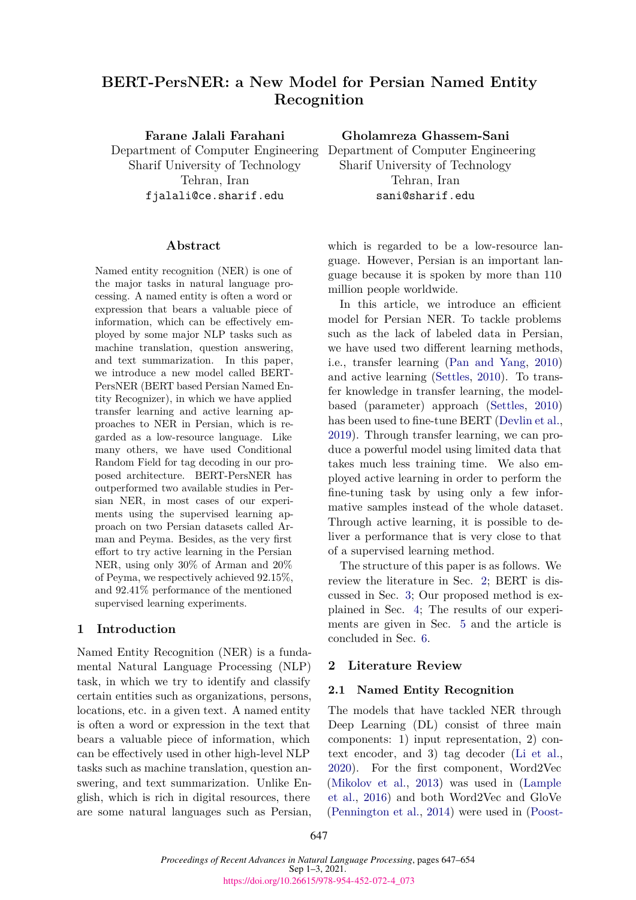# BERT-PersNER: a New Model for Persian Named Entity Recognition

**Farane Jalali Farahani**
Department of Computer Engineering
Sharif University of Technology
Tehran, Iran
fjalali@ce.sharif.edu

**Gholamreza Ghassem-Sani**
Department of Computer Engineering
Sharif University of Technology
Tehran, Iran
sani@sharif.edu

## Abstract

Named entity recognition (NER) is one of the major tasks in natural language processing. A named entity is often a word or expression that bears a valuable piece of information, which can be effectively employed by some major NLP tasks such as machine translation, question answering, and text summarization. In this paper, we introduce a new model called BERT-PersNER (BERT based Persian Named Entity Recognizer), in which we have applied transfer learning and active learning approaches to NER in Persian, which is regarded as a low-resource language. Like many others, we have used Conditional Random Field for tag decoding in our proposed architecture. BERT-PersNER has outperformed two available studies in Persian NER, in most cases of our experiments using the supervised learning approach on two Persian datasets called Arman and Peyma. Besides, as the very first effort to try active learning in the Persian NER, using only 30% of Arman and 20% of Peyma, we respectively achieved 92.15%, and 92.41% performance of the mentioned supervised learning experiments.

## 1 Introduction

Named Entity Recognition (NER) is a fundamental Natural Language Processing (NLP) task, in which we try to identify and classify certain entities such as organizations, persons, locations, etc. in a given text. A named entity is often a word or expression in the text that bears a valuable piece of information, which can be effectively used in other high-level NLP tasks such as machine translation, question answering, and text summarization. Unlike English, which is rich in digital resources, there are some natural languages such as Persian, which is regarded to be a low-resource language. However, Persian is an important language because it is spoken by more than 110 million people worldwide.

In this article, we introduce an efficient model for Persian NER. To tackle problems such as the lack of labeled data in Persian, we have used two different learning methods, i.e., transfer learning (Pan and Yang, 2010) and active learning (Settles, 2010). To transfer knowledge in transfer learning, the model-based (parameter) approach (Settles, 2010) has been used to fine-tune BERT (Devlin et al., 2019). Through transfer learning, we can produce a powerful model using limited data that takes much less training time. We also employed active learning in order to perform the fine-tuning task by using only a few informative samples instead of the whole dataset. Through active learning, it is possible to deliver a performance that is very close to that of a supervised learning method.

The structure of this paper is as follows. We review the literature in Sec. 2; BERT is discussed in Sec. 3; Our proposed method is explained in Sec. 4; The results of our experiments are given in Sec. 5 and the article is concluded in Sec. 6.

## 2 Literature Review

### 2.1 Named Entity Recognition

The models that have tackled NER through Deep Learning (DL) consist of three main components: 1) input representation, 2) context encoder, and 3) tag decoder (Li et al., 2020). For the first component, Word2Vec (Mikolov et al., 2013) was used in (Lample et al., 2016) and both Word2Vec and GloVe (Pennington et al., 2014) were used in (Poost-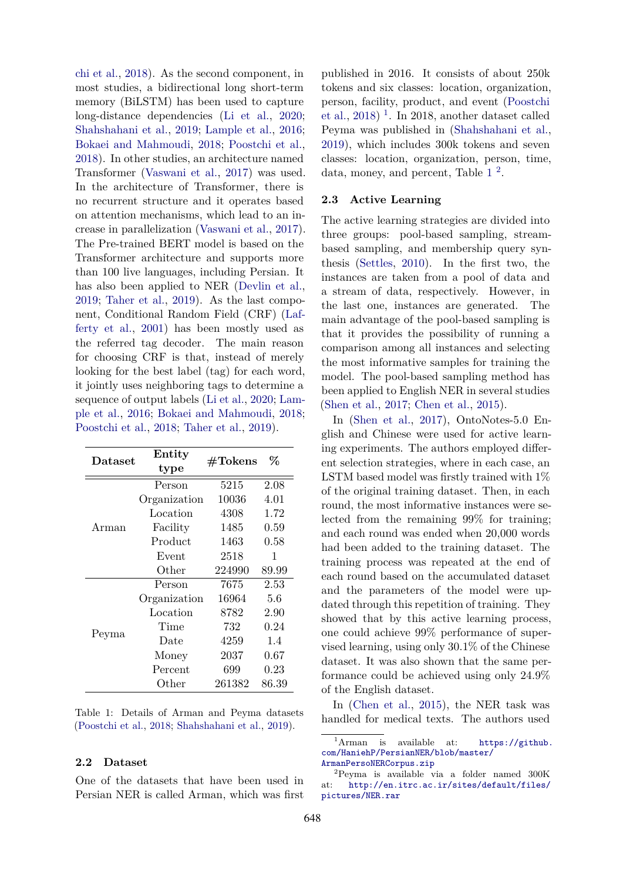chi et al., 2018). As the second component, in most studies, a bidirectional long short-term memory (BiLSTM) has been used to capture long-distance dependencies (Li et al., 2020; Shahshahani et al., 2019; Lample et al., 2016; Bokaei and Mahmoudi, 2018; Poostchi et al., 2018). In other studies, an architecture named Transformer (Vaswani et al., 2017) was used. In the architecture of Transformer, there is no recurrent structure and it operates based on attention mechanisms, which lead to an increase in parallelization (Vaswani et al., 2017). The Pre-trained BERT model is based on the Transformer architecture and supports more than 100 live languages, including Persian. It has also been applied to NER (Devlin et al., 2019; Taher et al., 2019). As the last component, Conditional Random Field (CRF) (Lafferty et al., 2001) has been mostly used as the referred tag decoder. The main reason for choosing CRF is that, instead of merely looking for the best label (tag) for each word, it jointly uses neighboring tags to determine a sequence of output labels (Li et al., 2020; Lample et al., 2016; Bokaei and Mahmoudi, 2018; Poostchi et al., 2018; Taher et al., 2019).

| Dataset | Entity type | #Tokens | % |
|---|---|---|---|
| Arman | Person | 5215 | 2.08 |
| | Organization | 10036 | 4.01 |
| | Location | 4308 | 1.72 |
| | Facility | 1485 | 0.59 |
| | Product | 1463 | 0.58 |
| | Event | 2518 | 1 |
| | Other | 224990 | 89.99 |
| Peyma | Person | 7675 | 2.53 |
| | Organization | 16964 | 5.6 |
| | Location | 8782 | 2.90 |
| | Time | 732 | 0.24 |
| | Date | 4259 | 1.4 |
| | Money | 2037 | 0.67 |
| | Percent | 699 | 0.23 |
| | Other | 261382 | 86.39 |

Table 1: Details of Arman and Peyma datasets (Poostchi et al., 2018; Shahshahani et al., 2019).

### 2.2 Dataset

One of the datasets that have been used in Persian NER is called Arman, which was first published in 2016. It consists of about 250k tokens and six classes: location, organization, person, facility, product, and event (Poostchi et al., 2018) [1]. In 2018, another dataset called Peyma was published in (Shahshahani et al., 2019), which includes 300k tokens and seven classes: location, organization, person, time, data, money, and percent, Table 1 [2].

### 2.3 Active Learning

The active learning strategies are divided into three groups: pool-based sampling, stream-based sampling, and membership query synthesis (Settles, 2010). In the first two, the instances are taken from a pool of data and a stream of data, respectively. However, in the last one, instances are generated. The main advantage of the pool-based sampling is that it provides the possibility of running a comparison among all instances and selecting the most informative samples for training the model. The pool-based sampling method has been applied to English NER in several studies (Shen et al., 2017; Chen et al., 2015).

In (Shen et al., 2017), OntoNotes-5.0 English and Chinese were used for active learning experiments. The authors employed different selection strategies, where in each case, an LSTM based model was firstly trained with 1% of the original training dataset. Then, in each round, the most informative instances were selected from the remaining 99% for training; and each round was ended when 20,000 words had been added to the training dataset. The training process was repeated at the end of each round based on the accumulated dataset and the parameters of the model were updated through this repetition of training. They showed that by this active learning process, one could achieve 99% performance of supervised learning, using only 30.1% of the Chinese dataset. It was also shown that the same performance could be achieved using only 24.9% of the English dataset.

In (Chen et al., 2015), the NER task was handled for medical texts. The authors used

[1] Arman is available at: https://github.com/HaniehP/PersianNER/blob/master/ArmanPersoNERCorpus.zip

[2] Peyma is available via a folder named 300K at: http://en.itrc.ac.ir/sites/default/files/pictures/NER.rar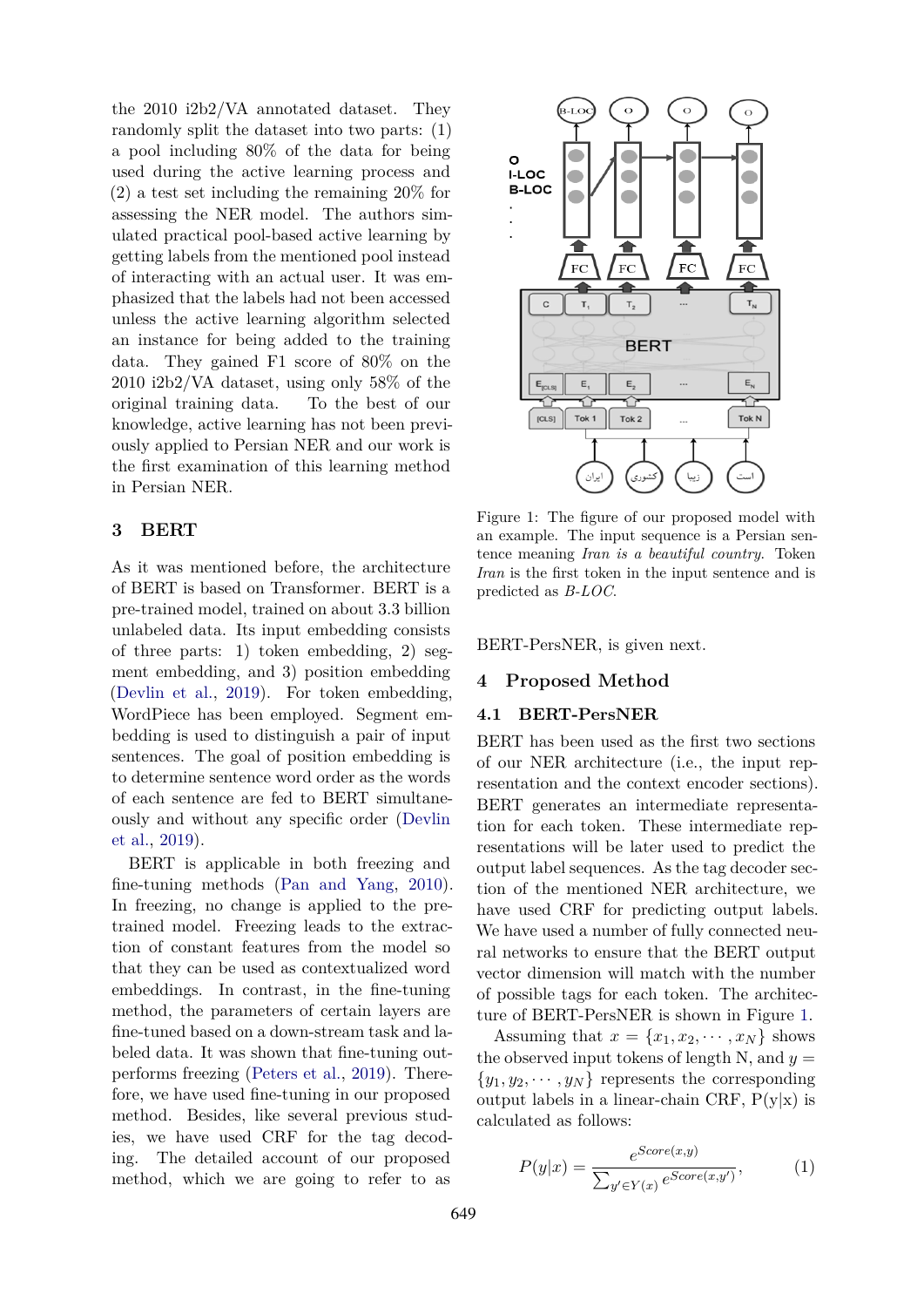the 2010 i2b2/VA annotated dataset. They randomly split the dataset into two parts: (1) a pool including 80% of the data for being used during the active learning process and (2) a test set including the remaining 20% for assessing the NER model. The authors simulated practical pool-based active learning by getting labels from the mentioned pool instead of interacting with an actual user. It was emphasized that the labels had not been accessed unless the active learning algorithm selected an instance for being added to the training data. They gained F1 score of 80% on the 2010 i2b2/VA dataset, using only 58% of the original training data. To the best of our knowledge, active learning has not been previously applied to Persian NER and our work is the first examination of this learning method in Persian NER.

## 3 BERT

As it was mentioned before, the architecture of BERT is based on Transformer. BERT is a pre-trained model, trained on about 3.3 billion unlabeled data. Its input embedding consists of three parts: 1) token embedding, 2) segment embedding, and 3) position embedding (Devlin et al., 2019). For token embedding, WordPiece has been employed. Segment embedding is used to distinguish a pair of input sentences. The goal of position embedding is to determine sentence word order as the words of each sentence are fed to BERT simultaneously and without any specific order (Devlin et al., 2019).

BERT is applicable in both freezing and fine-tuning methods (Pan and Yang, 2010). In freezing, no change is applied to the pre-trained model. Freezing leads to the extraction of constant features from the model so that they can be used as contextualized word embeddings. In contrast, in the fine-tuning method, the parameters of certain layers are fine-tuned based on a down-stream task and labeled data. It was shown that fine-tuning outperforms freezing (Peters et al., 2019). Therefore, we have used fine-tuning in our proposed method. Besides, like several previous studies, we have used CRF for the tag decoding. The detailed account of our proposed method, which we are going to refer to as BERT-PersNER, is given next.

Figure 1: The figure of our proposed model with an example. The input sequence is a Persian sentence meaning *Iran is a beautiful country*. Token *Iran* is the first token in the input sentence and is predicted as *B-LOC*.

## 4 Proposed Method

### 4.1 BERT-PersNER

BERT has been used as the first two sections of our NER architecture (i.e., the input representation and the context encoder sections). BERT generates an intermediate representation for each token. These intermediate representations will be later used to predict the output label sequences. As the tag decoder section of the mentioned NER architecture, we have used CRF for predicting output labels. We have used a number of fully connected neural networks to ensure that the BERT output vector dimension will match with the number of possible tags for each token. The architecture of BERT-PersNER is shown in Figure 1.

Assuming that $x = \{x_1, x_2, \cdots, x_N\}$ shows the observed input tokens of length N, and $y = \{y_1, y_2, \cdots, y_N\}$ represents the corresponding output labels in a linear-chain CRF, P(y|x) is calculated as follows:

$$P(y|x) = \frac{e^{Score(x,y)}}{\sum_{y' \in Y(x)} e^{Score(x,y')}}, \tag{1}$$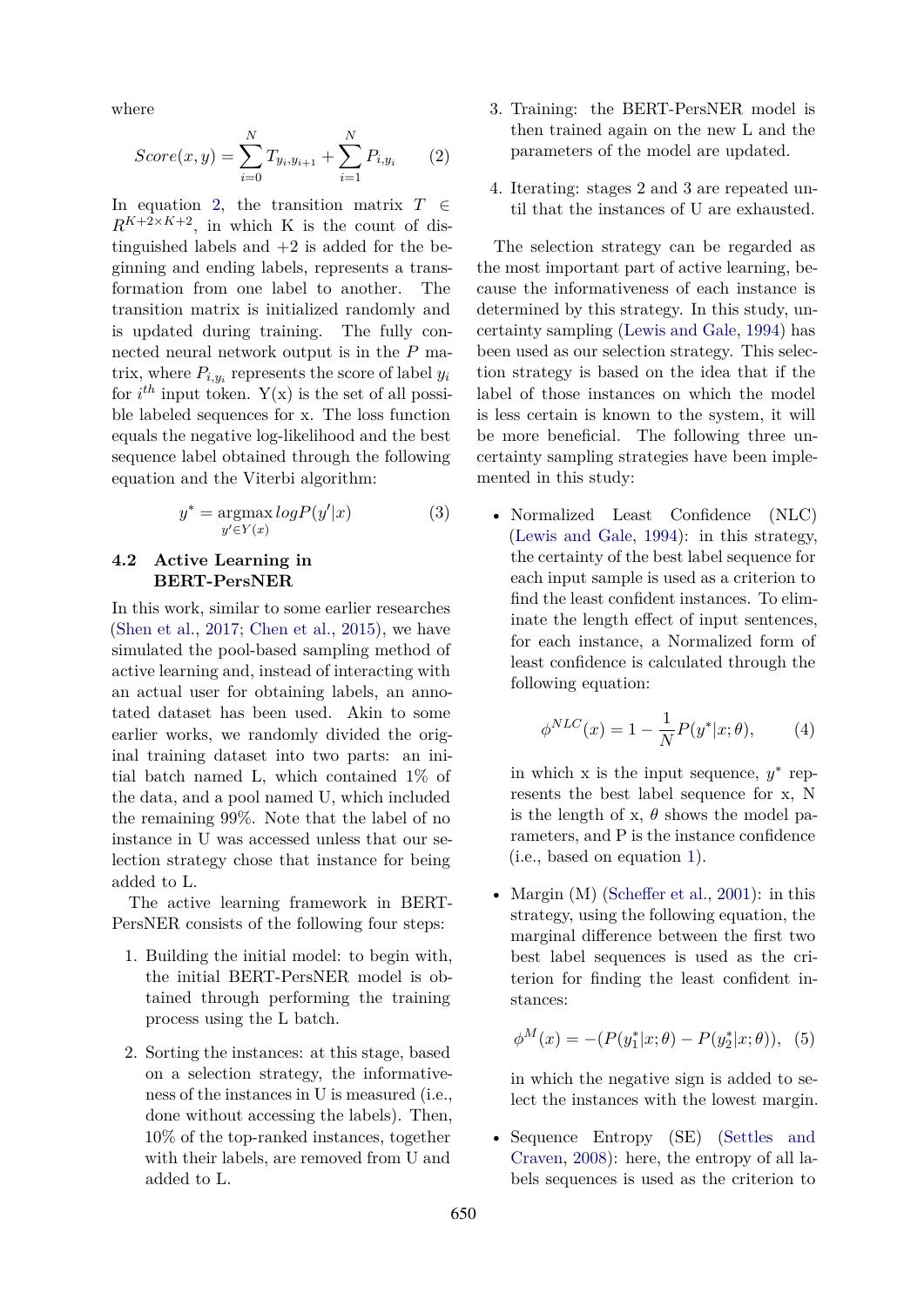where

$$Score(x, y) = \sum_{i=0}^{N} T_{y_i, y_{i+1}} + \sum_{i=1}^{N} P_{i, y_i} \qquad (2)$$

In equation 2, the transition matrix $T \in R^{K+2 \times K+2}$, in which K is the count of distinguished labels and +2 is added for the beginning and ending labels, represents a transformation from one label to another. The transition matrix is initialized randomly and is updated during training. The fully connected neural network output is in the $P$ matrix, where $P_{i,y_i}$ represents the score of label $y_i$ for $i^{th}$ input token. Y(x) is the set of all possible labeled sequences for x. The loss function equals the negative log-likelihood and the best sequence label obtained through the following equation and the Viterbi algorithm:

$$y^* = \underset{y' \in Y(x)}{\operatorname{argmax}} \, log P(y'|x) \qquad (3)$$

### 4.2 Active Learning in BERT-PersNER

In this work, similar to some earlier researches (Shen et al., 2017; Chen et al., 2015), we have simulated the pool-based sampling method of active learning and, instead of interacting with an actual user for obtaining labels, an annotated dataset has been used. Akin to some earlier works, we randomly divided the original training dataset into two parts: an initial batch named L, which contained 1% of the data, and a pool named U, which included the remaining 99%. Note that the label of no instance in U was accessed unless that our selection strategy chose that instance for being added to L.

The active learning framework in BERT-PersNER consists of the following four steps:

1. Building the initial model: to begin with, the initial BERT-PersNER model is obtained through performing the training process using the L batch.
2. Sorting the instances: at this stage, based on a selection strategy, the informativeness of the instances in U is measured (i.e., done without accessing the labels). Then, 10% of the top-ranked instances, together with their labels, are removed from U and added to L.
3. Training: the BERT-PersNER model is then trained again on the new L and the parameters of the model are updated.
4. Iterating: stages 2 and 3 are repeated until that the instances of U are exhausted.

The selection strategy can be regarded as the most important part of active learning, because the informativeness of each instance is determined by this strategy. In this study, uncertainty sampling (Lewis and Gale, 1994) has been used as our selection strategy. This selection strategy is based on the idea that if the label of those instances on which the model is less certain is known to the system, it will be more beneficial. The following three uncertainty sampling strategies have been implemented in this study:

- Normalized Least Confidence (NLC) (Lewis and Gale, 1994): in this strategy, the certainty of the best label sequence for each input sample is used as a criterion to find the least confident instances. To eliminate the length effect of input sentences, for each instance, a Normalized form of least confidence is calculated through the following equation:

$$\phi^{NLC}(x) = 1 - \frac{1}{N} P(y^*|x; \theta), \qquad (4)$$

in which x is the input sequence, $y^*$ represents the best label sequence for x, N is the length of x, $\theta$ shows the model parameters, and P is the instance confidence (i.e., based on equation 1).

- Margin (M) (Scheffer et al., 2001): in this strategy, using the following equation, the marginal difference between the first two best label sequences is used as the criterion for finding the least confident instances:

$$\phi^{M}(x) = -(P(y_1^*|x; \theta) - P(y_2^*|x; \theta)), \qquad (5)$$

in which the negative sign is added to select the instances with the lowest margin.

- Sequence Entropy (SE) (Settles and Craven, 2008): here, the entropy of all labels sequences is used as the criterion to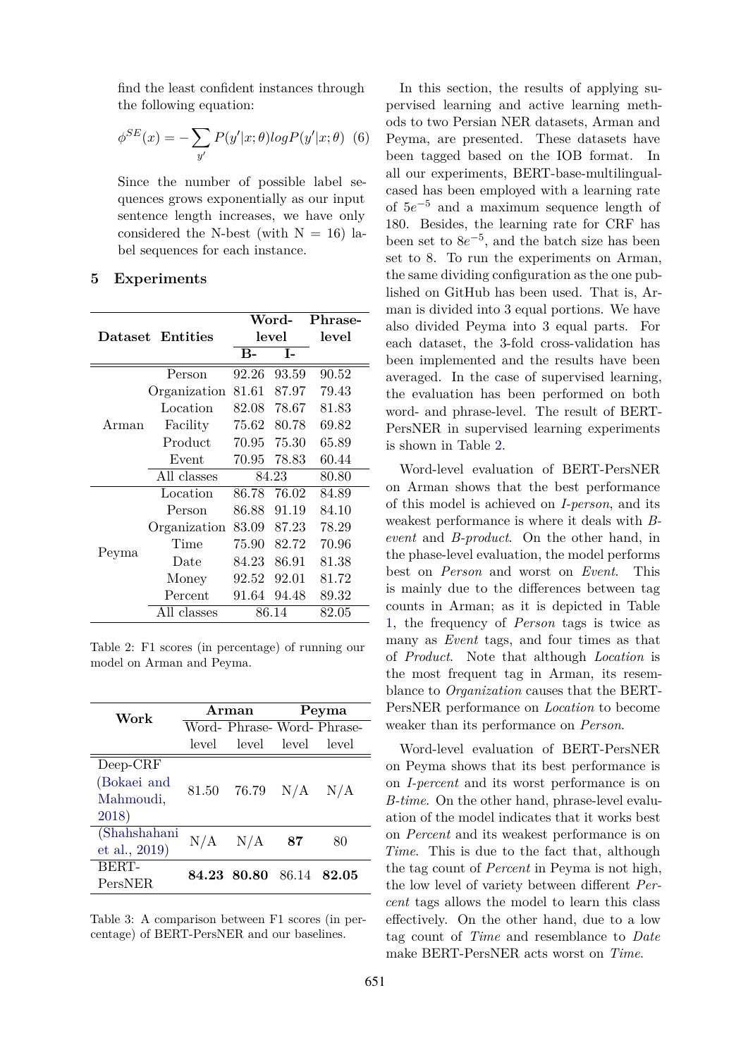find the least confident instances through the following equation:

$$\phi^{SE}(x) = -\sum_{y'} P(y'|x;\theta) log P(y'|x;\theta) \quad (6)$$

Since the number of possible label sequences grows exponentially as our input sentence length increases, we have only considered the N-best (with N = 16) label sequences for each instance.

## 5 Experiments

| Dataset | Entities | Word-level | | Phrase-level |
|---|---|---|---|---|
| | | B- | I- | |
| Arman | Person | 92.26 | 93.59 | 90.52 |
| | Organization | 81.61 | 87.97 | 79.43 |
| | Location | 82.08 | 78.67 | 81.83 |
| | Facility | 75.62 | 80.78 | 69.82 |
| | Product | 70.95 | 75.30 | 65.89 |
| | Event | 70.95 | 78.83 | 60.44 |
| | All classes | 84.23 | | 80.80 |
| Peyma | Location | 86.78 | 76.02 | 84.89 |
| | Person | 86.88 | 91.19 | 84.10 |
| | Organization | 83.09 | 87.23 | 78.29 |
| | Time | 75.90 | 82.72 | 70.96 |
| | Date | 84.23 | 86.91 | 81.38 |
| | Money | 92.52 | 92.01 | 81.72 |
| | Percent | 91.64 | 94.48 | 89.32 |
| | All classes | 86.14 | | 82.05 |

Table 2: F1 scores (in percentage) of running our model on Arman and Peyma.

| Work | Arman | | Peyma | |
|---|---|---|---|---|
| | Word-level | Phrase-level | Word-level | Phrase-level |
| Deep-CRF (Bokaei and Mahmoudi, 2018) | 81.50 | 76.79 | N/A | N/A |
| (Shahshahani et al., 2019) | N/A | N/A | **87** | 80 |
| BERT-PersNER | **84.23** | **80.80** | 86.14 | **82.05** |

Table 3: A comparison between F1 scores (in percentage) of BERT-PersNER and our baselines.

In this section, the results of applying supervised learning and active learning methods to two Persian NER datasets, Arman and Peyma, are presented. These datasets have been tagged based on the IOB format. In all our experiments, BERT-base-multilingual-cased has been employed with a learning rate of $5e^{-5}$ and a maximum sequence length of 180. Besides, the learning rate for CRF has been set to $8e^{-5}$, and the batch size has been set to 8. To run the experiments on Arman, the same dividing configuration as the one published on GitHub has been used. That is, Arman is divided into 3 equal portions. We have also divided Peyma into 3 equal parts. For each dataset, the 3-fold cross-validation has been implemented and the results have been averaged. In the case of supervised learning, the evaluation has been performed on both word- and phrase-level. The result of BERT-PersNER in supervised learning experiments is shown in Table 2.

Word-level evaluation of BERT-PersNER on Arman shows that the best performance of this model is achieved on *I-person*, and its weakest performance is where it deals with *B-event* and *B-product*. On the other hand, in the phase-level evaluation, the model performs best on *Person* and worst on *Event*. This is mainly due to the differences between tag counts in Arman; as it is depicted in Table 1, the frequency of *Person* tags is twice as many as *Event* tags, and four times as that of *Product*. Note that although *Location* is the most frequent tag in Arman, its resemblance to *Organization* causes that the BERT-PersNER performance on *Location* to become weaker than its performance on *Person*.

Word-level evaluation of BERT-PersNER on Peyma shows that its best performance is on *I-percent* and its worst performance is on *B-time*. On the other hand, phrase-level evaluation of the model indicates that it works best on *Percent* and its weakest performance is on *Time*. This is due to the fact that, although the tag count of *Percent* in Peyma is not high, the low level of variety between different *Percent* tags allows the model to learn this class effectively. On the other hand, due to a low tag count of *Time* and resemblance to *Date* make BERT-PersNER acts worst on *Time*.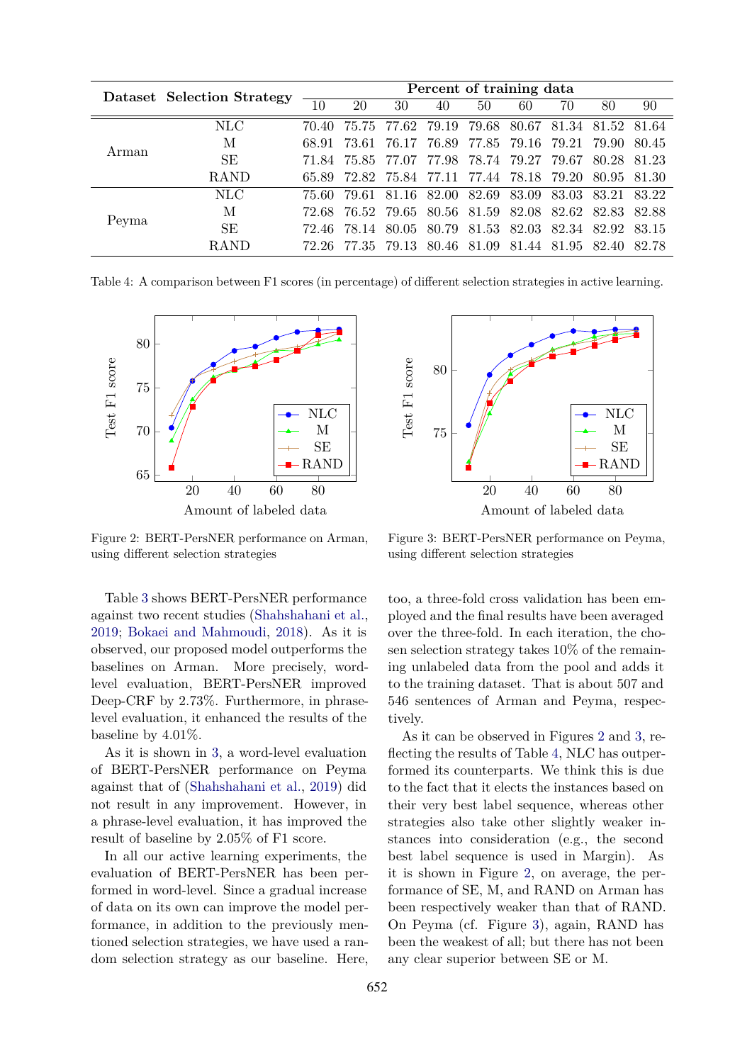| Dataset | Selection Strategy | Percent of training data | | | | | | | | |
|---|---|---|---|---|---|---|---|---|---|---|
| | | 10 | 20 | 30 | 40 | 50 | 60 | 70 | 80 | 90 |
| Arman | NLC | 70.40 | 75.75 | 77.62 | 79.19 | 79.68 | 80.67 | 81.34 | 81.52 | 81.64 |
| | M | 68.91 | 73.61 | 76.17 | 76.89 | 77.85 | 79.16 | 79.21 | 79.90 | 80.45 |
| | SE | 71.84 | 75.85 | 77.07 | 77.98 | 78.74 | 79.27 | 79.67 | 80.28 | 81.23 |
| | RAND | 65.89 | 72.82 | 75.84 | 77.11 | 77.44 | 78.18 | 79.20 | 80.95 | 81.30 |
| Peyma | NLC | 75.60 | 79.61 | 81.16 | 82.00 | 82.69 | 83.09 | 83.03 | 83.21 | 83.22 |
| | M | 72.68 | 76.52 | 79.65 | 80.56 | 81.59 | 82.08 | 82.62 | 82.83 | 82.88 |
| | SE | 72.46 | 78.14 | 80.05 | 80.79 | 81.53 | 82.03 | 82.34 | 82.92 | 83.15 |
| | RAND | 72.26 | 77.35 | 79.13 | 80.46 | 81.09 | 81.44 | 81.95 | 82.40 | 82.78 |

Table 4: A comparison between F1 scores (in percentage) of different selection strategies in active learning.

Figure 2: BERT-PersNER performance on Arman, using different selection strategies

Figure 3: BERT-PersNER performance on Peyma, using different selection strategies

Table 3 shows BERT-PersNER performance against two recent studies (Shahshahani et al., 2019; Bokaei and Mahmoudi, 2018). As it is observed, our proposed model outperforms the baselines on Arman. More precisely, word-level evaluation, BERT-PersNER improved Deep-CRF by 2.73%. Furthermore, in phrase-level evaluation, it enhanced the results of the baseline by 4.01%.

As it is shown in 3, a word-level evaluation of BERT-PersNER performance on Peyma against that of (Shahshahani et al., 2019) did not result in any improvement. However, in a phrase-level evaluation, it has improved the result of baseline by 2.05% of F1 score.

In all our active learning experiments, the evaluation of BERT-PersNER has been performed in word-level. Since a gradual increase of data on its own can improve the model performance, in addition to the previously mentioned selection strategies, we have used a random selection strategy as our baseline. Here, too, a three-fold cross validation has been employed and the final results have been averaged over the three-fold. In each iteration, the chosen selection strategy takes 10% of the remaining unlabeled data from the pool and adds it to the training dataset. That is about 507 and 546 sentences of Arman and Peyma, respectively.

As it can be observed in Figures 2 and 3, reflecting the results of Table 4, NLC has outperformed its counterparts. We think this is due to the fact that it elects the instances based on their very best label sequence, whereas other strategies also take other slightly weaker instances into consideration (e.g., the second best label sequence is used in Margin). As it is shown in Figure 2, on average, the performance of SE, M, and RAND on Arman has been respectively weaker than that of RAND. On Peyma (cf. Figure 3), again, RAND has been the weakest of all; but there has not been any clear superior between SE or M.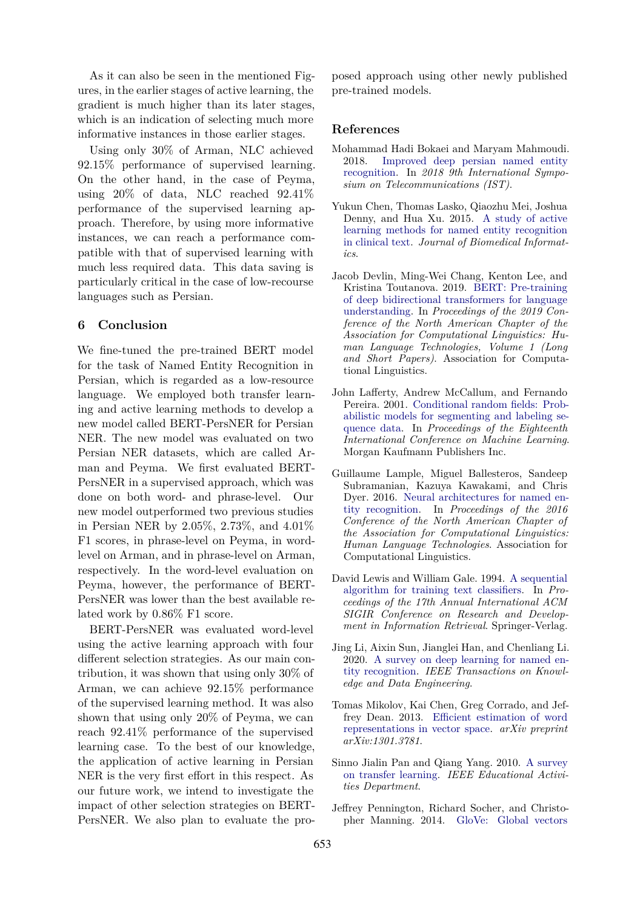As it can also be seen in the mentioned Figures, in the earlier stages of active learning, the gradient is much higher than its later stages, which is an indication of selecting much more informative instances in those earlier stages.

Using only 30% of Arman, NLC achieved 92.15% performance of supervised learning. On the other hand, in the case of Peyma, using 20% of data, NLC reached 92.41% performance of the supervised learning approach. Therefore, by using more informative instances, we can reach a performance compatible with that of supervised learning with much less required data. This data saving is particularly critical in the case of low-recourse languages such as Persian.

## 6 Conclusion

We fine-tuned the pre-trained BERT model for the task of Named Entity Recognition in Persian, which is regarded as a low-resource language. We employed both transfer learning and active learning methods to develop a new model called BERT-PersNER for Persian NER. The new model was evaluated on two Persian NER datasets, which are called Arman and Peyma. We first evaluated BERT-PersNER in a supervised approach, which was done on both word- and phrase-level. Our new model outperformed two previous studies in Persian NER by 2.05%, 2.73%, and 4.01% F1 scores, in phrase-level on Peyma, in word-level on Arman, and in phrase-level on Arman, respectively. In the word-level evaluation on Peyma, however, the performance of BERT-PersNER was lower than the best available related work by 0.86% F1 score.

BERT-PersNER was evaluated word-level using the active learning approach with four different selection strategies. As our main contribution, it was shown that using only 30% of Arman, we can achieve 92.15% performance of the supervised learning method. It was also shown that using only 20% of Peyma, we can reach 92.41% performance of the supervised learning case. To the best of our knowledge, the application of active learning in Persian NER is the very first effort in this respect. As our future work, we intend to investigate the impact of other selection strategies on BERT-PersNER. We also plan to evaluate the proposed approach using other newly published pre-trained models.

## References

Mohammad Hadi Bokaei and Maryam Mahmoudi. 2018. Improved deep persian named entity recognition. In *2018 9th International Symposium on Telecommunications (IST)*.

Yukun Chen, Thomas Lasko, Qiaozhu Mei, Joshua Denny, and Hua Xu. 2015. A study of active learning methods for named entity recognition in clinical text. *Journal of Biomedical Informatics*.

Jacob Devlin, Ming-Wei Chang, Kenton Lee, and Kristina Toutanova. 2019. BERT: Pre-training of deep bidirectional transformers for language understanding. In *Proceedings of the 2019 Conference of the North American Chapter of the Association for Computational Linguistics: Human Language Technologies, Volume 1 (Long and Short Papers)*. Association for Computational Linguistics.

John Lafferty, Andrew McCallum, and Fernando Pereira. 2001. Conditional random fields: Probabilistic models for segmenting and labeling sequence data. In *Proceedings of the Eighteenth International Conference on Machine Learning*. Morgan Kaufmann Publishers Inc.

Guillaume Lample, Miguel Ballesteros, Sandeep Subramanian, Kazuya Kawakami, and Chris Dyer. 2016. Neural architectures for named entity recognition. In *Proceedings of the 2016 Conference of the North American Chapter of the Association for Computational Linguistics: Human Language Technologies*. Association for Computational Linguistics.

David Lewis and William Gale. 1994. A sequential algorithm for training text classifiers. In *Proceedings of the 17th Annual International ACM SIGIR Conference on Research and Development in Information Retrieval*. Springer-Verlag.

Jing Li, Aixin Sun, Jianglei Han, and Chenliang Li. 2020. A survey on deep learning for named entity recognition. *IEEE Transactions on Knowledge and Data Engineering*.

Tomas Mikolov, Kai Chen, Greg Corrado, and Jeffrey Dean. 2013. Efficient estimation of word representations in vector space. *arXiv preprint arXiv:1301.3781*.

Sinno Jialin Pan and Qiang Yang. 2010. A survey on transfer learning. *IEEE Educational Activities Department*.

Jeffrey Pennington, Richard Socher, and Christopher Manning. 2014. GloVe: Global vectors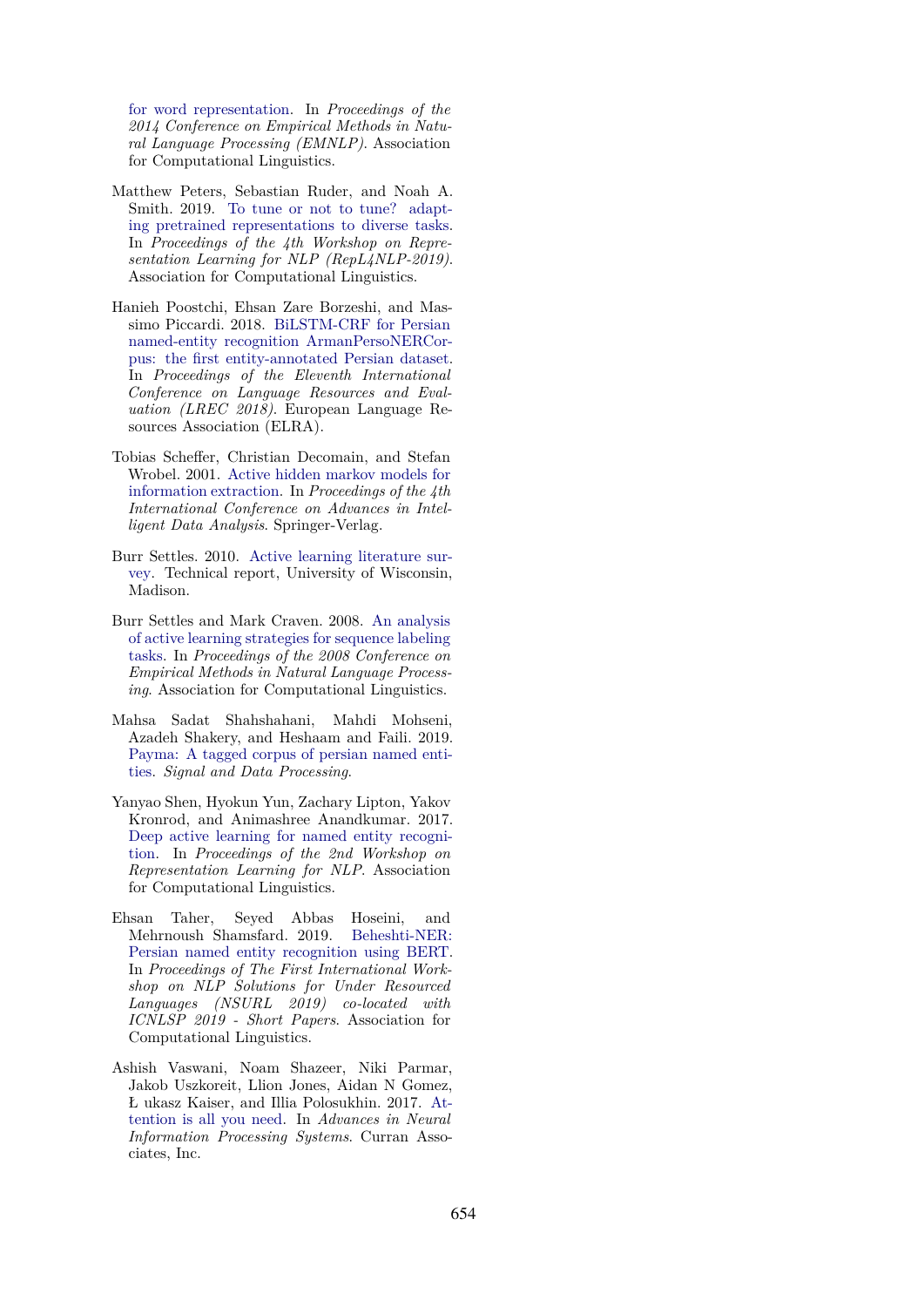for word representation. In *Proceedings of the 2014 Conference on Empirical Methods in Natural Language Processing (EMNLP)*. Association for Computational Linguistics.

Matthew Peters, Sebastian Ruder, and Noah A. Smith. 2019. To tune or not to tune? adapting pretrained representations to diverse tasks. In *Proceedings of the 4th Workshop on Representation Learning for NLP (RepL4NLP-2019)*. Association for Computational Linguistics.

Hanieh Poostchi, Ehsan Zare Borzeshi, and Massimo Piccardi. 2018. BiLSTM-CRF for Persian named-entity recognition ArmanPersoNERCorpus: the first entity-annotated Persian dataset. In *Proceedings of the Eleventh International Conference on Language Resources and Evaluation (LREC 2018)*. European Language Resources Association (ELRA).

Tobias Scheffer, Christian Decomain, and Stefan Wrobel. 2001. Active hidden markov models for information extraction. In *Proceedings of the 4th International Conference on Advances in Intelligent Data Analysis*. Springer-Verlag.

Burr Settles. 2010. Active learning literature survey. Technical report, University of Wisconsin, Madison.

Burr Settles and Mark Craven. 2008. An analysis of active learning strategies for sequence labeling tasks. In *Proceedings of the 2008 Conference on Empirical Methods in Natural Language Processing*. Association for Computational Linguistics.

Mahsa Sadat Shahshahani, Mahdi Mohseni, Azadeh Shakery, and Heshaam and Faili. 2019. Payma: A tagged corpus of persian named entities. *Signal and Data Processing*.

Yanyao Shen, Hyokun Yun, Zachary Lipton, Yakov Kronrod, and Animashree Anandkumar. 2017. Deep active learning for named entity recognition. In *Proceedings of the 2nd Workshop on Representation Learning for NLP*. Association for Computational Linguistics.

Ehsan Taher, Seyed Abbas Hoseini, and Mehrnoush Shamsfard. 2019. Beheshti-NER: Persian named entity recognition using BERT. In *Proceedings of The First International Workshop on NLP Solutions for Under Resourced Languages (NSURL 2019) co-located with ICNLSP 2019 - Short Papers*. Association for Computational Linguistics.

Ashish Vaswani, Noam Shazeer, Niki Parmar, Jakob Uszkoreit, Llion Jones, Aidan N Gomez, Ł ukasz Kaiser, and Illia Polosukhin. 2017. Attention is all you need. In *Advances in Neural Information Processing Systems*. Curran Associates, Inc.